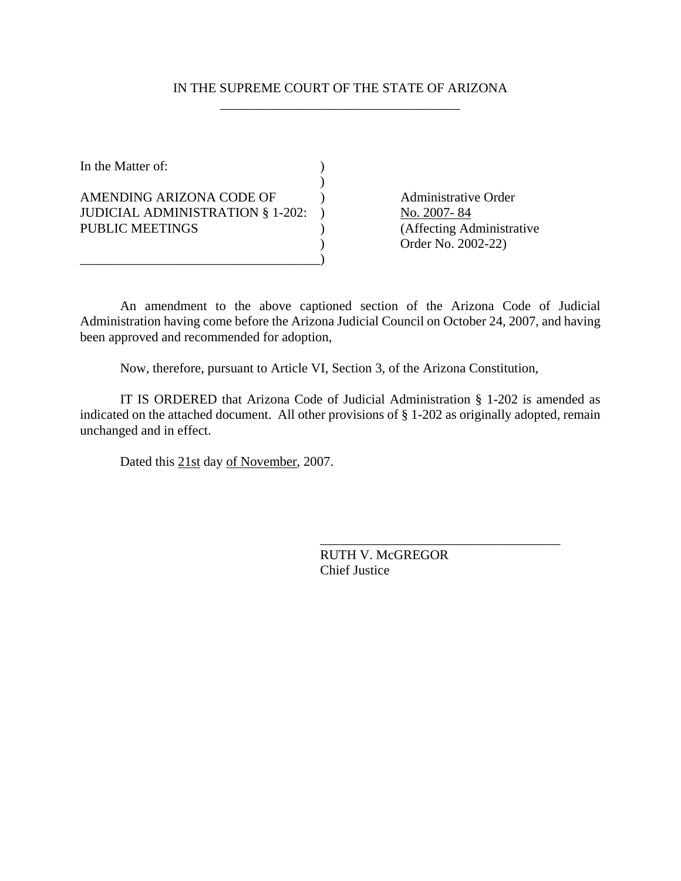IN THE SUPREME COURT OF THE STATE OF ARIZONA

In the Matter of:

AMENDING ARIZONA CODE OF JUDICIAL ADMINISTRATION § 1-202: PUBLIC MEETINGS

Administrative Order No. 2007- 84 (Affecting Administrative Order No. 2002-22)

An amendment to the above captioned section of the Arizona Code of Judicial Administration having come before the Arizona Judicial Council on October 24, 2007, and having been approved and recommended for adoption,

Now, therefore, pursuant to Article VI, Section 3, of the Arizona Constitution,

IT IS ORDERED that Arizona Code of Judicial Administration § 1-202 is amended as indicated on the attached document. All other provisions of § 1-202 as originally adopted, remain unchanged and in effect.

Dated this 21st day of November, 2007.

RUTH V. McGREGOR
Chief Justice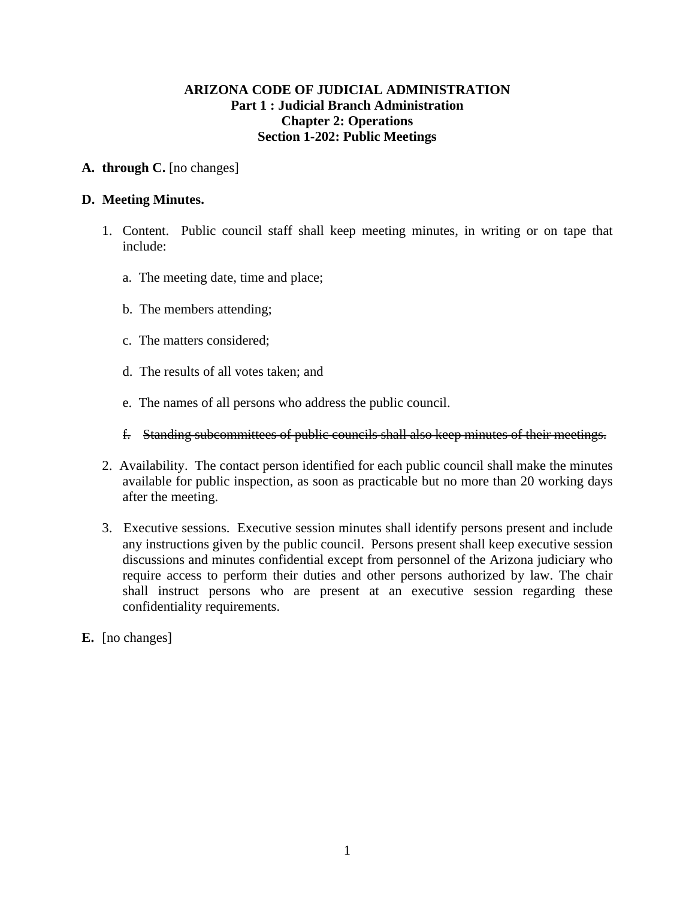**ARIZONA CODE OF JUDICIAL ADMINISTRATION**
**Part 1 : Judicial Branch Administration**
**Chapter 2: Operations**
**Section 1-202: Public Meetings**

**A. through C.** [no changes]

**D. Meeting Minutes.**

1. Content. Public council staff shall keep meeting minutes, in writing or on tape that include:

   a. The meeting date, time and place;

   b. The members attending;

   c. The matters considered;

   d. The results of all votes taken; and

   e. The names of all persons who address the public council.

   ~~f. Standing subcommittees of public councils shall also keep minutes of their meetings.~~

2. Availability. The contact person identified for each public council shall make the minutes available for public inspection, as soon as practicable but no more than 20 working days after the meeting.

3. Executive sessions. Executive session minutes shall identify persons present and include any instructions given by the public council. Persons present shall keep executive session discussions and minutes confidential except from personnel of the Arizona judiciary who require access to perform their duties and other persons authorized by law. The chair shall instruct persons who are present at an executive session regarding these confidentiality requirements.

**E.** [no changes]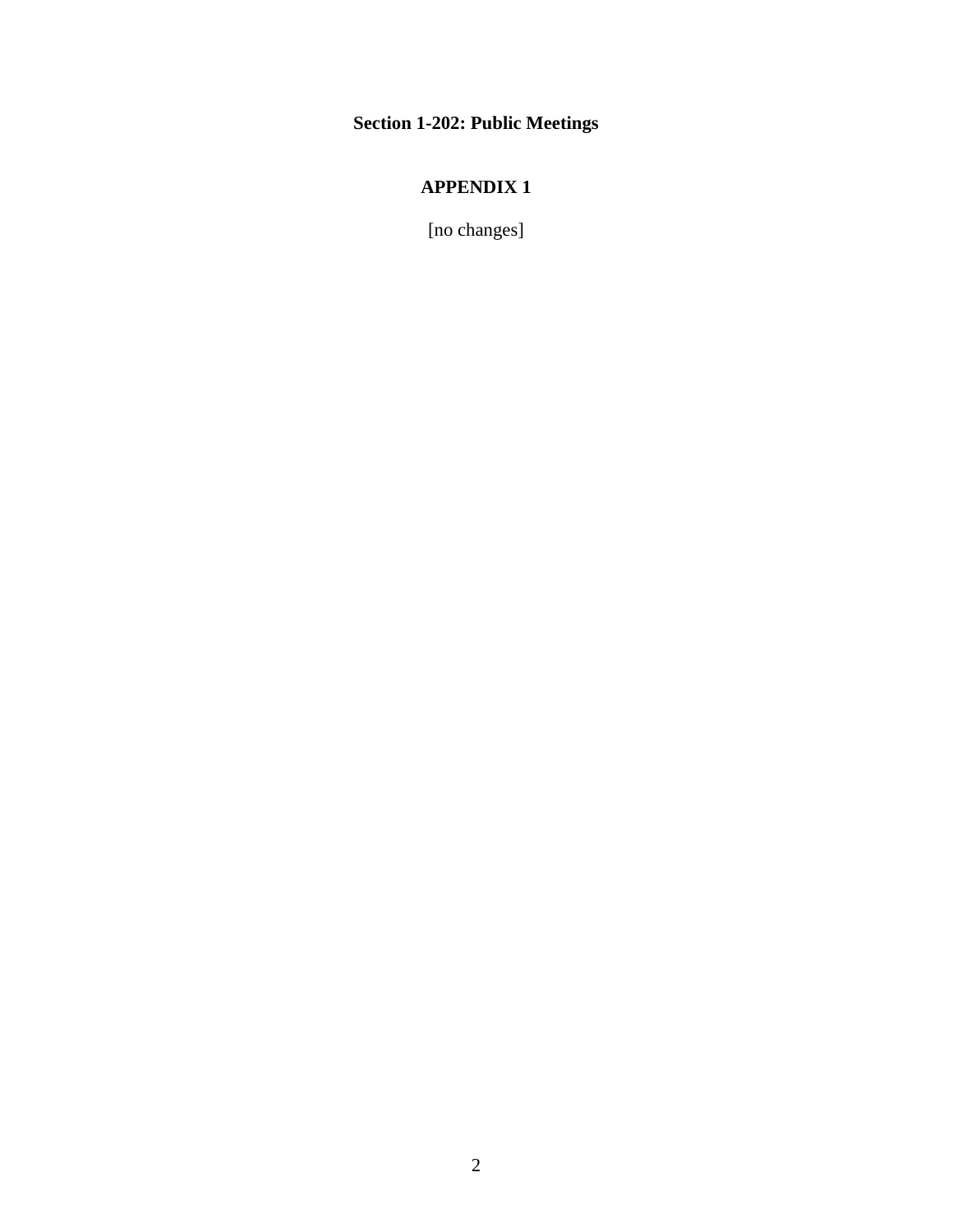**Section 1-202: Public Meetings**

**APPENDIX 1**

[no changes]